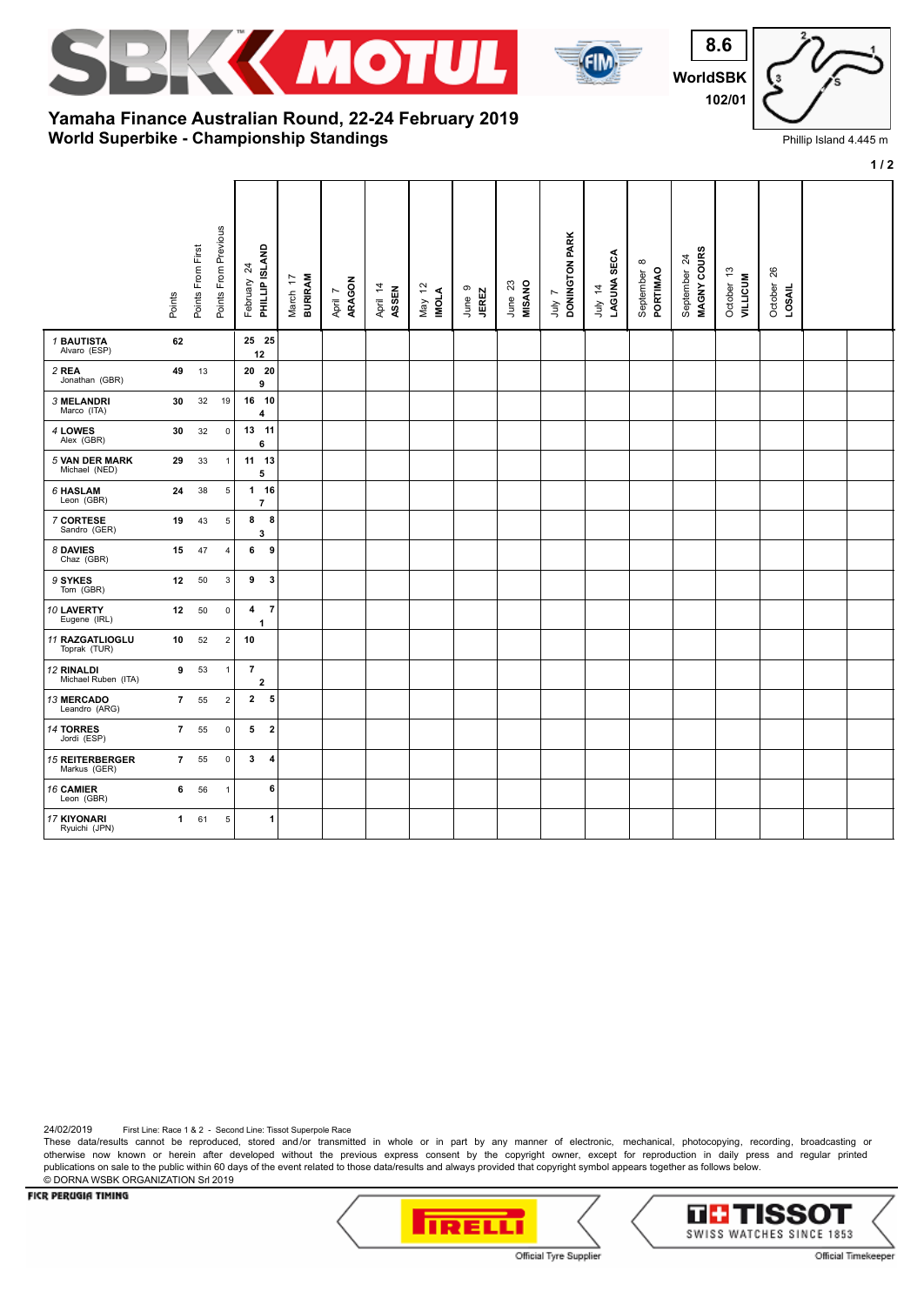**8.6**
**WorldSBK**
**102/01**

## Yamaha Finance Australian Round, 22-24 February 2019
## World Superbike - Championship Standings

Phillip Island 4.445 m

| Rider | Points | Points From First | Points From Previous | February 24 PHILLIP ISLAND | March 17 BURIRAM | April 7 ARAGON | April 14 ASSEN | May 12 IMOLA | June 9 JEREZ | June 23 MISANO | July 7 DONINGTON PARK | July 14 LAGUNA SECA | September 8 PORTIMAO | September 24 MAGNY COURS | October 13 VILLICUM | October 26 LOSAIL | | |
|---|---|---|---|---|---|---|---|---|---|---|---|---|---|---|---|---|---|---|
| 1 BAUTISTA Alvaro (ESP) | 62 | | | 25 25 / 12 | | | | | | | | | | | | | | |
| 2 REA Jonathan (GBR) | 49 | 13 | | 20 20 / 9 | | | | | | | | | | | | | | |
| 3 MELANDRI Marco (ITA) | 30 | 32 | 19 | 16 10 / 4 | | | | | | | | | | | | | | |
| 4 LOWES Alex (GBR) | 30 | 32 | 0 | 13 11 / 6 | | | | | | | | | | | | | | |
| 5 VAN DER MARK Michael (NED) | 29 | 33 | 1 | 11 13 / 5 | | | | | | | | | | | | | | |
| 6 HASLAM Leon (GBR) | 24 | 38 | 5 | 1 16 / 7 | | | | | | | | | | | | | | |
| 7 CORTESE Sandro (GER) | 19 | 43 | 5 | 8 8 / 3 | | | | | | | | | | | | | | |
| 8 DAVIES Chaz (GBR) | 15 | 47 | 4 | 6 9 | | | | | | | | | | | | | | |
| 9 SYKES Tom (GBR) | 12 | 50 | 3 | 9 3 | | | | | | | | | | | | | | |
| 10 LAVERTY Eugene (IRL) | 12 | 50 | 0 | 4 7 / 1 | | | | | | | | | | | | | | |
| 11 RAZGATLIOGLU Toprak (TUR) | 10 | 52 | 2 | 10 | | | | | | | | | | | | | | |
| 12 RINALDI Michael Ruben (ITA) | 9 | 53 | 1 | 7 / 2 | | | | | | | | | | | | | | |
| 13 MERCADO Leandro (ARG) | 7 | 55 | 2 | 2 5 | | | | | | | | | | | | | | |
| 14 TORRES Jordi (ESP) | 7 | 55 | 0 | 5 2 | | | | | | | | | | | | | | |
| 15 REITERBERGER Markus (GER) | 7 | 55 | 0 | 3 4 | | | | | | | | | | | | | | |
| 16 CAMIER Leon (GBR) | 6 | 56 | 1 | 6 | | | | | | | | | | | | | | |
| 17 KIYONARI Ryuichi (JPN) | 1 | 61 | 5 | 1 | | | | | | | | | | | | | | |

24/02/2019 First Line: Race 1 & 2 - Second Line: Tissot Superpole Race

These data/results cannot be reproduced, stored and/or transmitted in whole or in part by any manner of electronic, mechanical, photocopying, recording, broadcasting or otherwise now known or herein after developed without the previous express consent by the copyright owner, except for reproduction in daily press and regular printed publications on sale to the public within 60 days of the event related to those data/results and always provided that copyright symbol appears together as follows below.
© DORNA WSBK ORGANIZATION Srl 2019

FICR PERUGIA TIMING

Official Tyre Supplier — PIRELLI

Official Timekeeper — TISSOT SWISS WATCHES SINCE 1853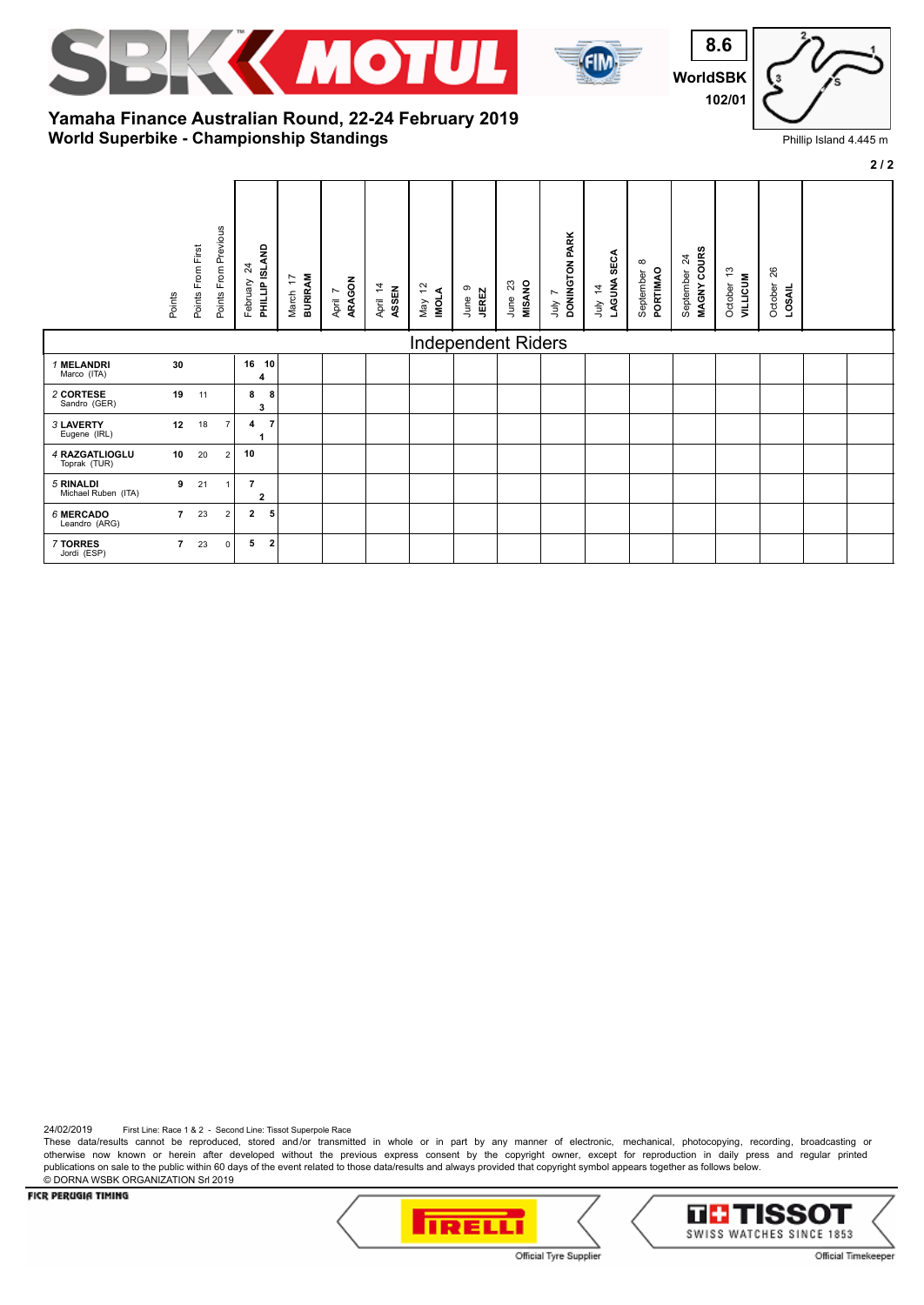8.6
WorldSBK
102/01

Phillip Island 4.445 m

# Yamaha Finance Australian Round, 22-24 February 2019
## World Superbike - Championship Standings

| | Points | Points From First | Points From Previous | February 24 PHILLIP ISLAND | March 17 BURIRAM | April 7 ARAGON | April 14 ASSEN | May 12 IMOLA | June 9 JEREZ | June 23 MISANO | July 7 DONINGTON PARK | July 14 LAGUNA SECA | September 8 PORTIMAO | September 24 MAGNY COURS | October 13 VILLICUM | October 26 LOSAIL | | |
|---|---|---|---|---|---|---|---|---|---|---|---|---|---|---|---|---|---|---|
| **Independent Riders** | | | | | | | | | | | | | | | | | | |
| 1 **MELANDRI** Marco (ITA) | 30 | | | 16 10 4 | | | | | | | | | | | | | | |
| 2 **CORTESE** Sandro (GER) | 19 | 11 | | 8 8 3 | | | | | | | | | | | | | | |
| 3 **LAVERTY** Eugene (IRL) | 12 | 18 | 7 | 4 7 1 | | | | | | | | | | | | | | |
| 4 **RAZGATLIOGLU** Toprak (TUR) | 10 | 20 | 2 | 10 | | | | | | | | | | | | | | |
| 5 **RINALDI** Michael Ruben (ITA) | 9 | 21 | 1 | 7 2 | | | | | | | | | | | | | | |
| 6 **MERCADO** Leandro (ARG) | 7 | 23 | 2 | 2 5 | | | | | | | | | | | | | | |
| 7 **TORRES** Jordi (ESP) | 7 | 23 | 0 | 5 2 | | | | | | | | | | | | | | |

24/02/2019 First Line: Race 1 & 2 - Second Line: Tissot Superpole Race

These data/results cannot be reproduced, stored and/or transmitted in whole or in part by any manner of electronic, mechanical, photocopying, recording, broadcasting or otherwise now known or herein after developed without the previous express consent by the copyright owner, except for reproduction in daily press and regular printed publications on sale to the public within 60 days of the event related to those data/results and always provided that copyright symbol appears together as follows below.

© DORNA WSBK ORGANIZATION Srl 2019

FICR PERUGIA TIMING

Official Tyre Supplier

TISSOT SWISS WATCHES SINCE 1853

Official Timekeeper